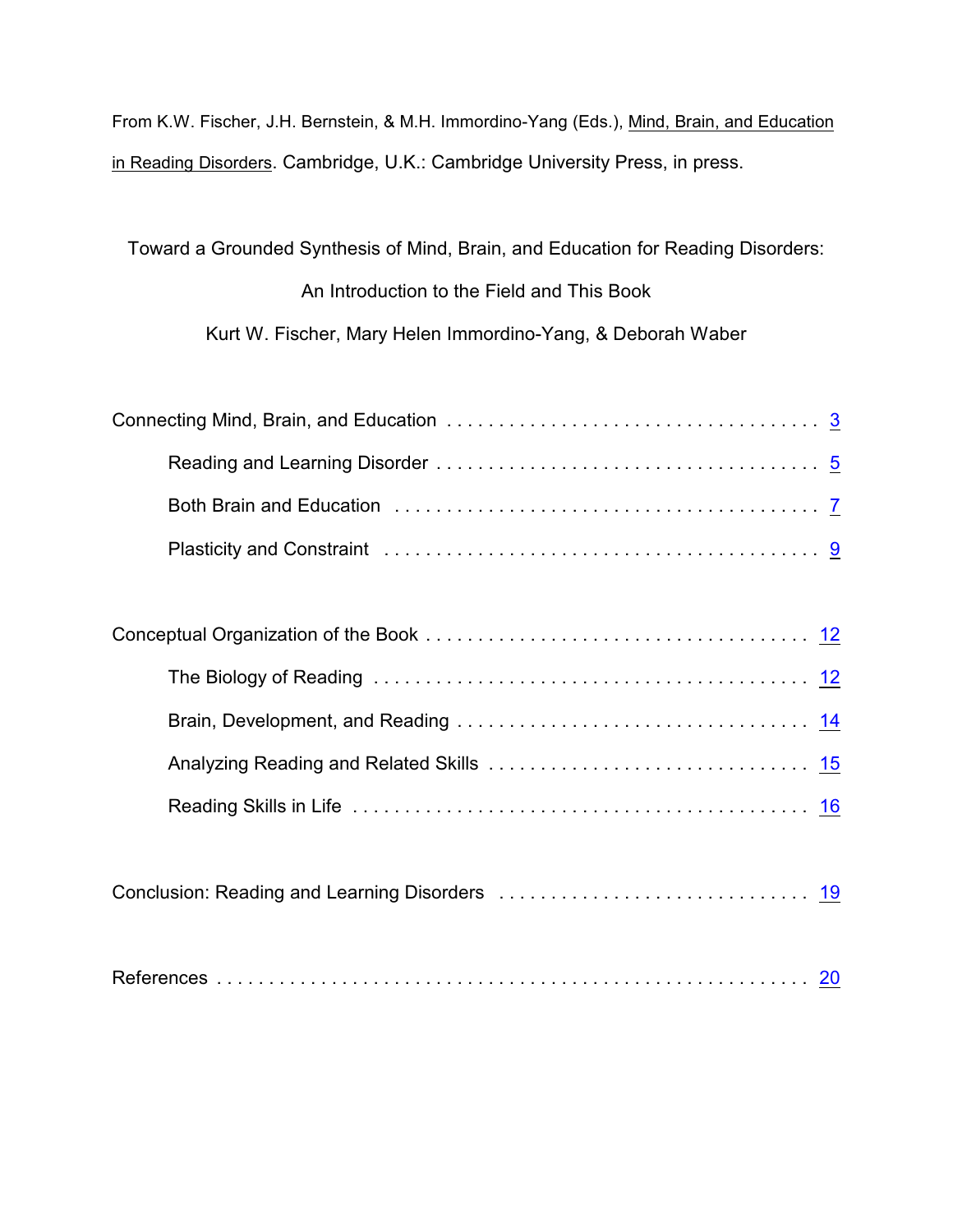From K.W. Fischer, J.H. Bernstein, & M.H. Immordino-Yang (Eds.), Mind, Brain, and Education in Reading Disorders. Cambridge, U.K.: Cambridge University Press, in press.

# Toward a Grounded Synthesis of Mind, Brain, and Education for Reading Disorders: An Introduction to the Field and This Book

Kurt W. Fischer, Mary Helen Immordino-Yang, & Deborah Waber

Connecting Mind, Brain, and Education . . . . . . . . . . . . . . . . . . . . . . . . . . . . . . . . . . . . 3

- Reading and Learning Disorder . . . . . . . . . . . . . . . . . . . . . . . . . . . . . . . . . . . . 5
- Both Brain and Education . . . . . . . . . . . . . . . . . . . . . . . . . . . . . . . . . . . . . . . 7
- Plasticity and Constraint . . . . . . . . . . . . . . . . . . . . . . . . . . . . . . . . . . . . . . . . 9

Conceptual Organization of the Book . . . . . . . . . . . . . . . . . . . . . . . . . . . . . . . . . . . 12

- The Biology of Reading . . . . . . . . . . . . . . . . . . . . . . . . . . . . . . . . . . . . . . . . 12
- Brain, Development, and Reading . . . . . . . . . . . . . . . . . . . . . . . . . . . . . . . . 14
- Analyzing Reading and Related Skills . . . . . . . . . . . . . . . . . . . . . . . . . . . . . 15
- Reading Skills in Life . . . . . . . . . . . . . . . . . . . . . . . . . . . . . . . . . . . . . . . . . 16

Conclusion: Reading and Learning Disorders . . . . . . . . . . . . . . . . . . . . . . . . . . . . 19

References . . . . . . . . . . . . . . . . . . . . . . . . . . . . . . . . . . . . . . . . . . . . . . . . . . . . 20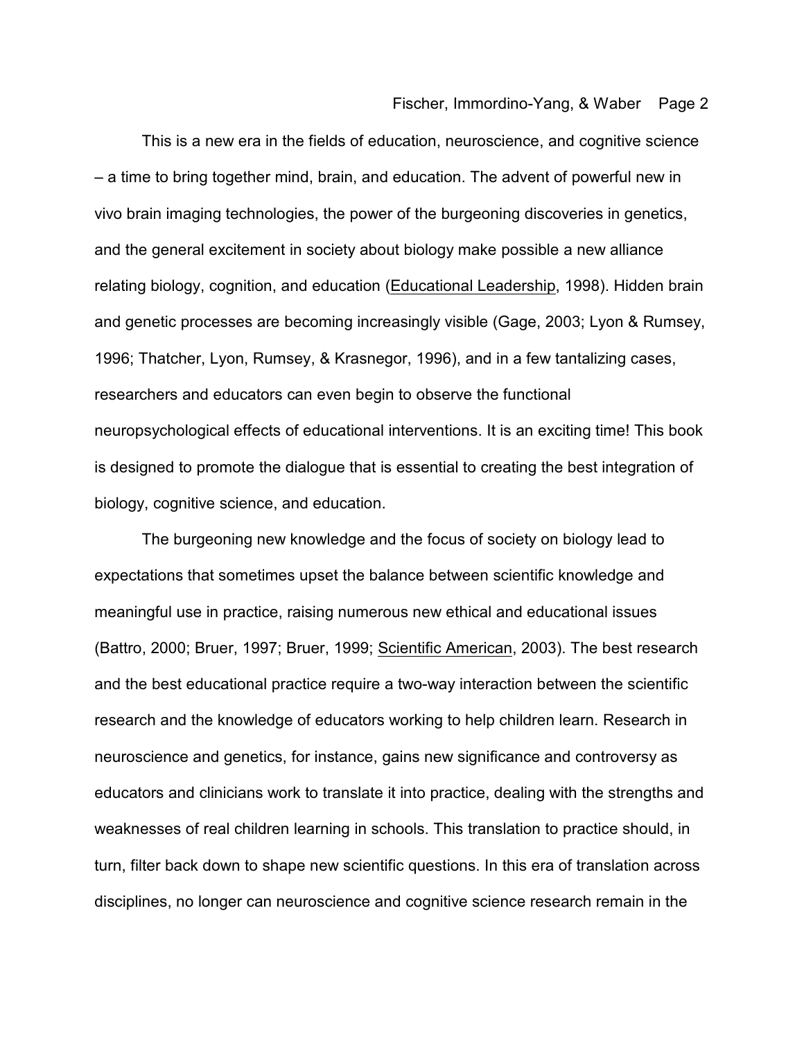This is a new era in the fields of education, neuroscience, and cognitive science – a time to bring together mind, brain, and education. The advent of powerful new in vivo brain imaging technologies, the power of the burgeoning discoveries in genetics, and the general excitement in society about biology make possible a new alliance relating biology, cognition, and education (Educational Leadership, 1998). Hidden brain and genetic processes are becoming increasingly visible (Gage, 2003; Lyon & Rumsey, 1996; Thatcher, Lyon, Rumsey, & Krasnegor, 1996), and in a few tantalizing cases, researchers and educators can even begin to observe the functional neuropsychological effects of educational interventions. It is an exciting time! This book is designed to promote the dialogue that is essential to creating the best integration of biology, cognitive science, and education.

The burgeoning new knowledge and the focus of society on biology lead to expectations that sometimes upset the balance between scientific knowledge and meaningful use in practice, raising numerous new ethical and educational issues (Battro, 2000; Bruer, 1997; Bruer, 1999; Scientific American, 2003). The best research and the best educational practice require a two-way interaction between the scientific research and the knowledge of educators working to help children learn. Research in neuroscience and genetics, for instance, gains new significance and controversy as educators and clinicians work to translate it into practice, dealing with the strengths and weaknesses of real children learning in schools. This translation to practice should, in turn, filter back down to shape new scientific questions. In this era of translation across disciplines, no longer can neuroscience and cognitive science research remain in the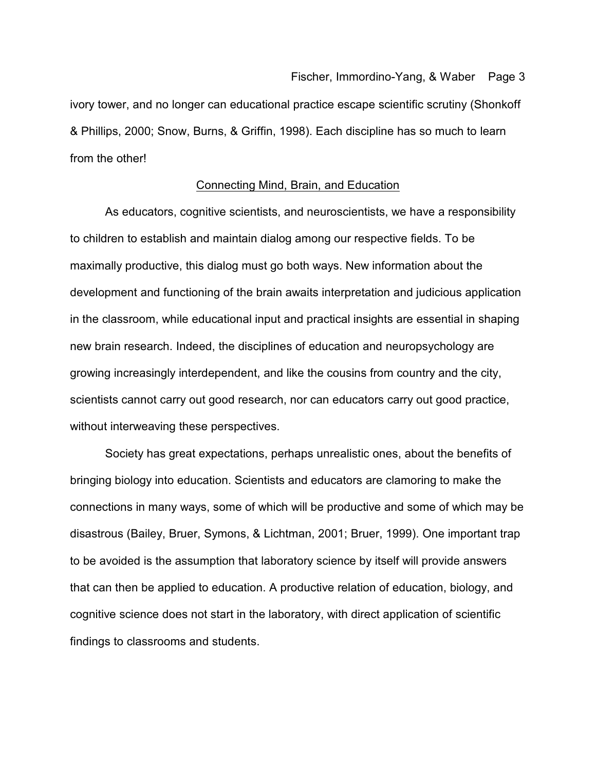ivory tower, and no longer can educational practice escape scientific scrutiny (Shonkoff & Phillips, 2000; Snow, Burns, & Griffin, 1998). Each discipline has so much to learn from the other!

## Connecting Mind, Brain, and Education

As educators, cognitive scientists, and neuroscientists, we have a responsibility to children to establish and maintain dialog among our respective fields. To be maximally productive, this dialog must go both ways. New information about the development and functioning of the brain awaits interpretation and judicious application in the classroom, while educational input and practical insights are essential in shaping new brain research. Indeed, the disciplines of education and neuropsychology are growing increasingly interdependent, and like the cousins from country and the city, scientists cannot carry out good research, nor can educators carry out good practice, without interweaving these perspectives.

Society has great expectations, perhaps unrealistic ones, about the benefits of bringing biology into education. Scientists and educators are clamoring to make the connections in many ways, some of which will be productive and some of which may be disastrous (Bailey, Bruer, Symons, & Lichtman, 2001; Bruer, 1999). One important trap to be avoided is the assumption that laboratory science by itself will provide answers that can then be applied to education. A productive relation of education, biology, and cognitive science does not start in the laboratory, with direct application of scientific findings to classrooms and students.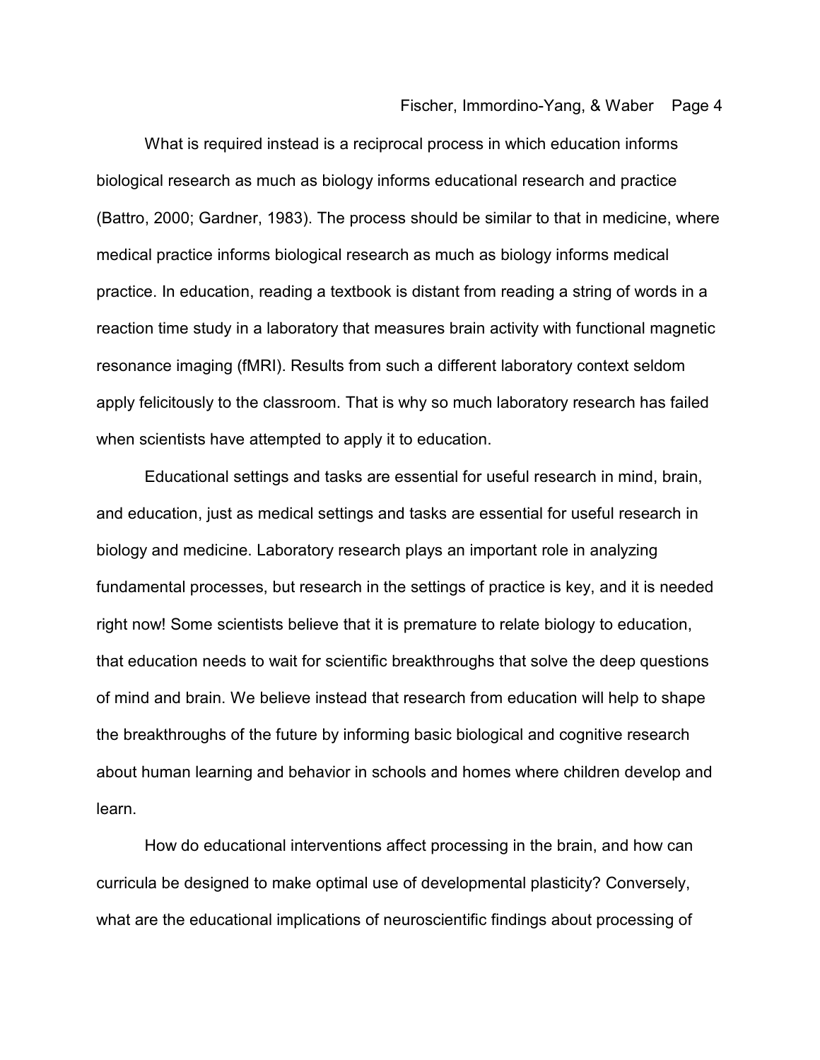What is required instead is a reciprocal process in which education informs biological research as much as biology informs educational research and practice (Battro, 2000; Gardner, 1983). The process should be similar to that in medicine, where medical practice informs biological research as much as biology informs medical practice. In education, reading a textbook is distant from reading a string of words in a reaction time study in a laboratory that measures brain activity with functional magnetic resonance imaging (fMRI). Results from such a different laboratory context seldom apply felicitously to the classroom. That is why so much laboratory research has failed when scientists have attempted to apply it to education.

Educational settings and tasks are essential for useful research in mind, brain, and education, just as medical settings and tasks are essential for useful research in biology and medicine. Laboratory research plays an important role in analyzing fundamental processes, but research in the settings of practice is key, and it is needed right now! Some scientists believe that it is premature to relate biology to education, that education needs to wait for scientific breakthroughs that solve the deep questions of mind and brain. We believe instead that research from education will help to shape the breakthroughs of the future by informing basic biological and cognitive research about human learning and behavior in schools and homes where children develop and learn.

How do educational interventions affect processing in the brain, and how can curricula be designed to make optimal use of developmental plasticity? Conversely, what are the educational implications of neuroscientific findings about processing of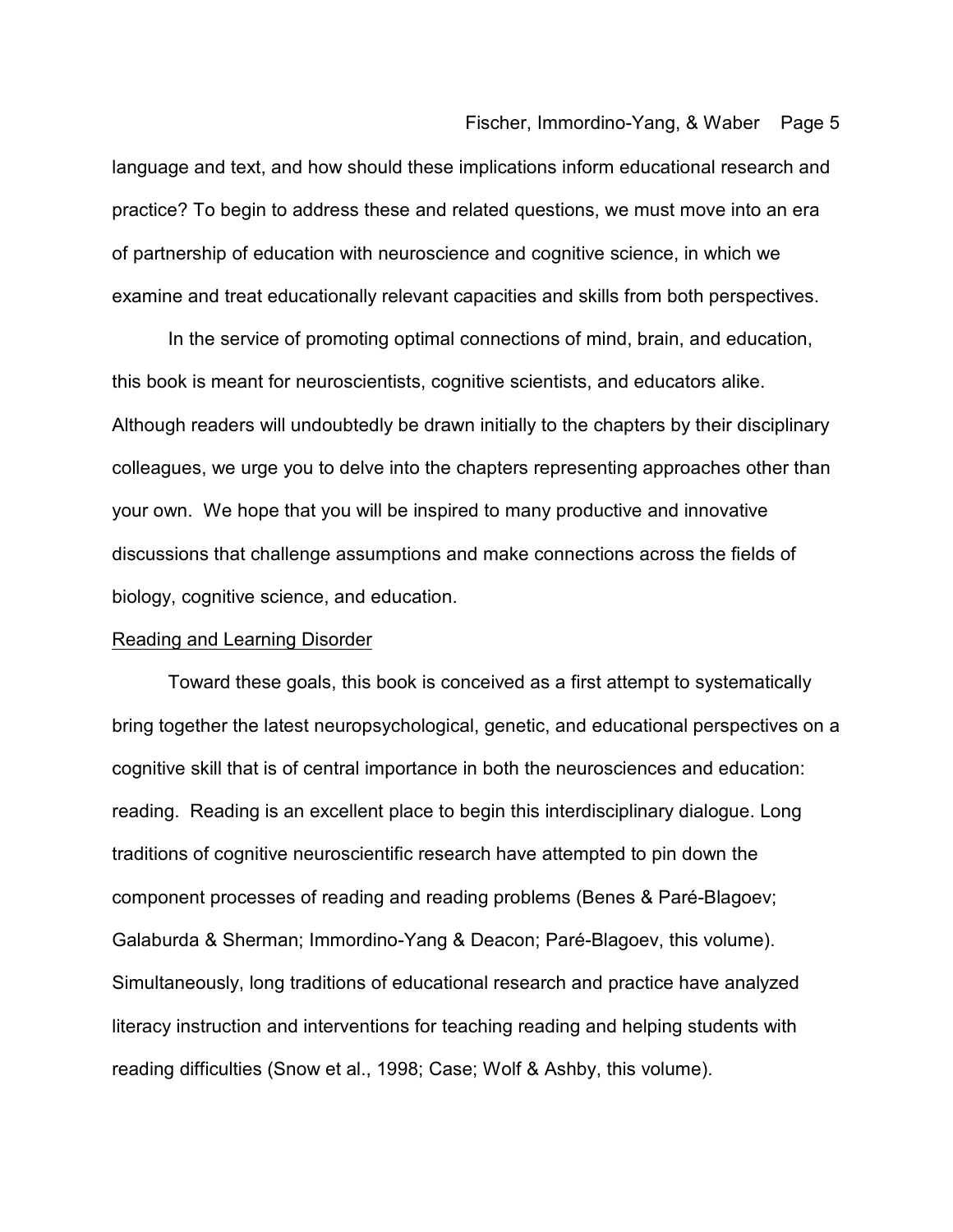language and text, and how should these implications inform educational research and practice? To begin to address these and related questions, we must move into an era of partnership of education with neuroscience and cognitive science, in which we examine and treat educationally relevant capacities and skills from both perspectives.

In the service of promoting optimal connections of mind, brain, and education, this book is meant for neuroscientists, cognitive scientists, and educators alike. Although readers will undoubtedly be drawn initially to the chapters by their disciplinary colleagues, we urge you to delve into the chapters representing approaches other than your own. We hope that you will be inspired to many productive and innovative discussions that challenge assumptions and make connections across the fields of biology, cognitive science, and education.

## Reading and Learning Disorder

Toward these goals, this book is conceived as a first attempt to systematically bring together the latest neuropsychological, genetic, and educational perspectives on a cognitive skill that is of central importance in both the neurosciences and education: reading. Reading is an excellent place to begin this interdisciplinary dialogue. Long traditions of cognitive neuroscientific research have attempted to pin down the component processes of reading and reading problems (Benes & Paré-Blagoev; Galaburda & Sherman; Immordino-Yang & Deacon; Paré-Blagoev, this volume). Simultaneously, long traditions of educational research and practice have analyzed literacy instruction and interventions for teaching reading and helping students with reading difficulties (Snow et al., 1998; Case; Wolf & Ashby, this volume).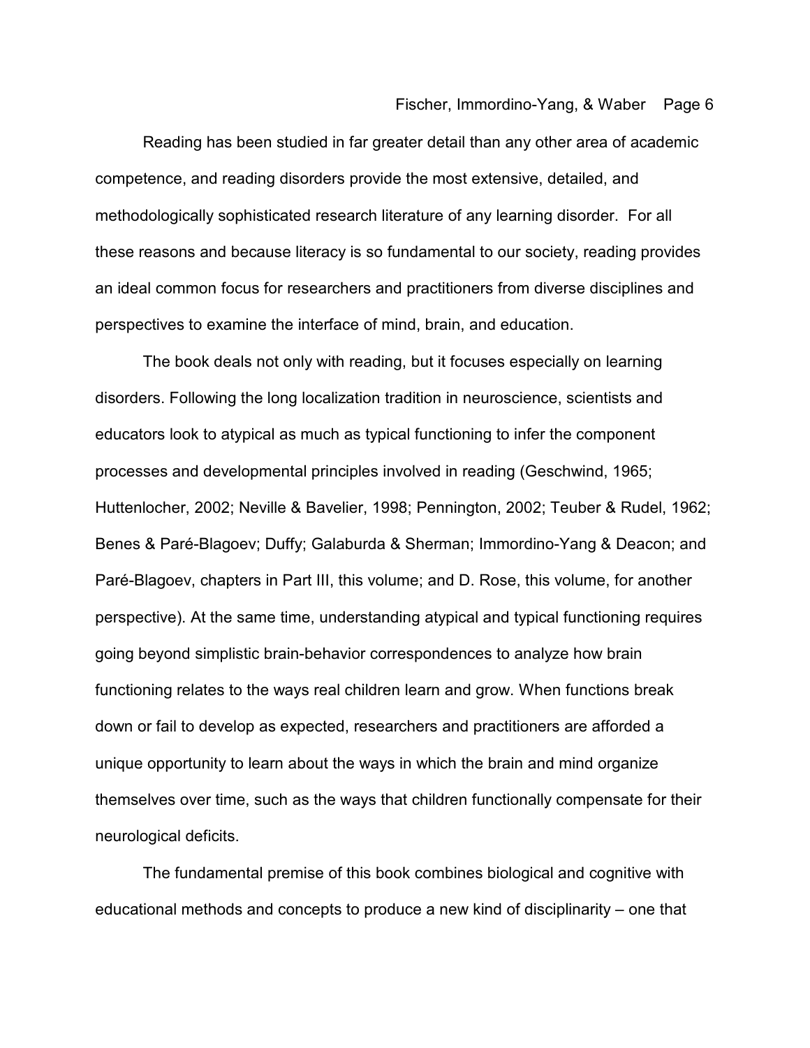Reading has been studied in far greater detail than any other area of academic competence, and reading disorders provide the most extensive, detailed, and methodologically sophisticated research literature of any learning disorder. For all these reasons and because literacy is so fundamental to our society, reading provides an ideal common focus for researchers and practitioners from diverse disciplines and perspectives to examine the interface of mind, brain, and education.

The book deals not only with reading, but it focuses especially on learning disorders. Following the long localization tradition in neuroscience, scientists and educators look to atypical as much as typical functioning to infer the component processes and developmental principles involved in reading (Geschwind, 1965; Huttenlocher, 2002; Neville & Bavelier, 1998; Pennington, 2002; Teuber & Rudel, 1962; Benes & Paré-Blagoev; Duffy; Galaburda & Sherman; Immordino-Yang & Deacon; and Paré-Blagoev, chapters in Part III, this volume; and D. Rose, this volume, for another perspective). At the same time, understanding atypical and typical functioning requires going beyond simplistic brain-behavior correspondences to analyze how brain functioning relates to the ways real children learn and grow. When functions break down or fail to develop as expected, researchers and practitioners are afforded a unique opportunity to learn about the ways in which the brain and mind organize themselves over time, such as the ways that children functionally compensate for their neurological deficits.

The fundamental premise of this book combines biological and cognitive with educational methods and concepts to produce a new kind of disciplinarity – one that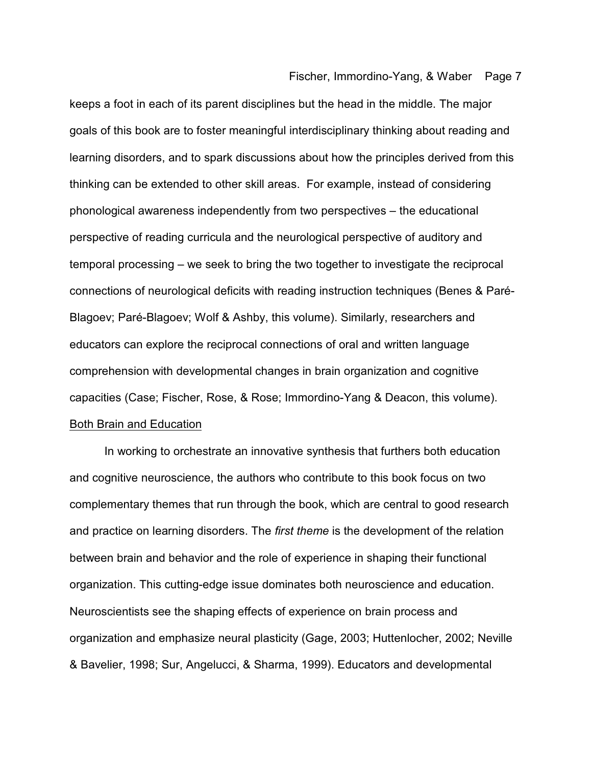keeps a foot in each of its parent disciplines but the head in the middle. The major goals of this book are to foster meaningful interdisciplinary thinking about reading and learning disorders, and to spark discussions about how the principles derived from this thinking can be extended to other skill areas. For example, instead of considering phonological awareness independently from two perspectives – the educational perspective of reading curricula and the neurological perspective of auditory and temporal processing – we seek to bring the two together to investigate the reciprocal connections of neurological deficits with reading instruction techniques (Benes & Paré-Blagoev; Paré-Blagoev; Wolf & Ashby, this volume). Similarly, researchers and educators can explore the reciprocal connections of oral and written language comprehension with developmental changes in brain organization and cognitive capacities (Case; Fischer, Rose, & Rose; Immordino-Yang & Deacon, this volume).

## Both Brain and Education

In working to orchestrate an innovative synthesis that furthers both education and cognitive neuroscience, the authors who contribute to this book focus on two complementary themes that run through the book, which are central to good research and practice on learning disorders. The *first theme* is the development of the relation between brain and behavior and the role of experience in shaping their functional organization. This cutting-edge issue dominates both neuroscience and education. Neuroscientists see the shaping effects of experience on brain process and organization and emphasize neural plasticity (Gage, 2003; Huttenlocher, 2002; Neville & Bavelier, 1998; Sur, Angelucci, & Sharma, 1999). Educators and developmental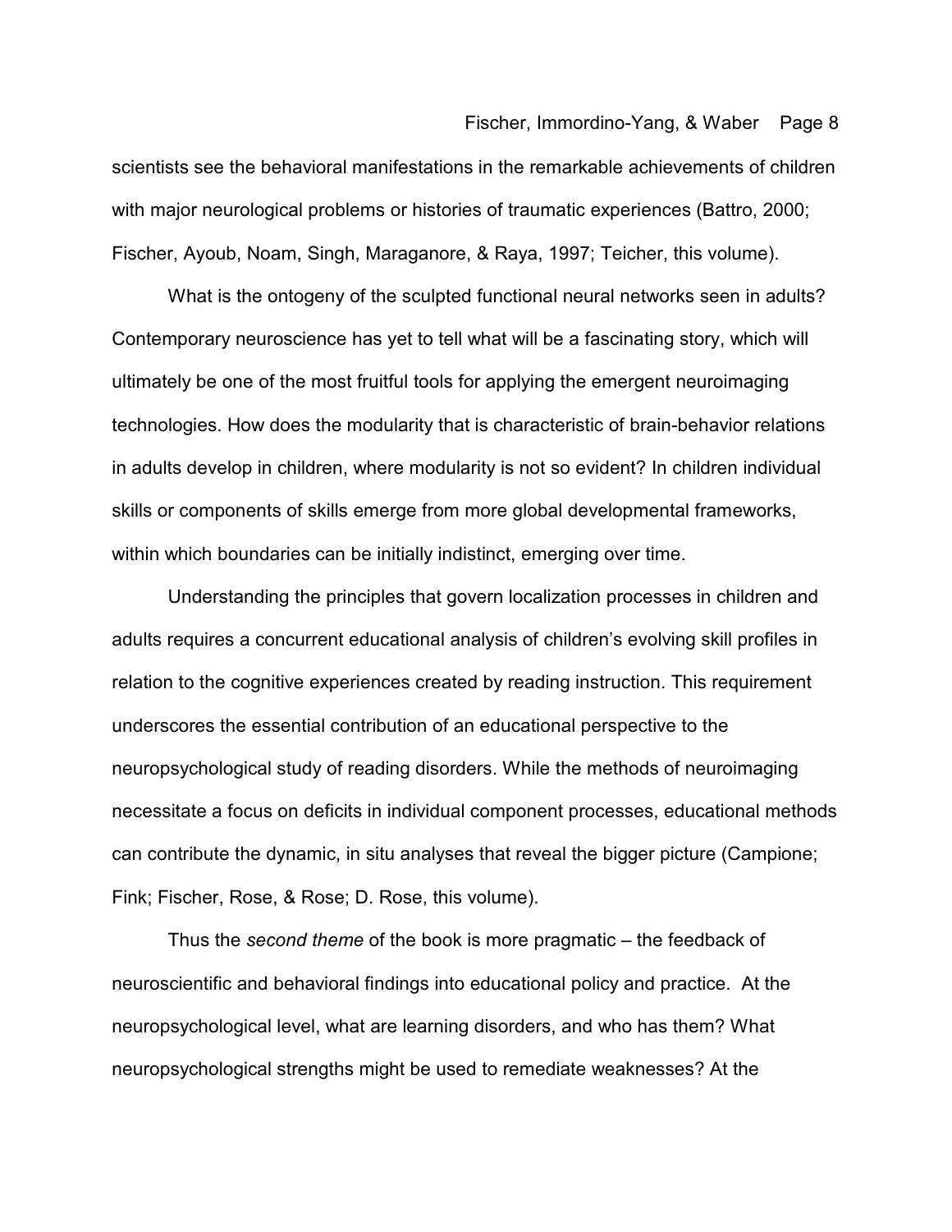scientists see the behavioral manifestations in the remarkable achievements of children with major neurological problems or histories of traumatic experiences (Battro, 2000; Fischer, Ayoub, Noam, Singh, Maraganore, & Raya, 1997; Teicher, this volume).

What is the ontogeny of the sculpted functional neural networks seen in adults? Contemporary neuroscience has yet to tell what will be a fascinating story, which will ultimately be one of the most fruitful tools for applying the emergent neuroimaging technologies. How does the modularity that is characteristic of brain-behavior relations in adults develop in children, where modularity is not so evident? In children individual skills or components of skills emerge from more global developmental frameworks, within which boundaries can be initially indistinct, emerging over time.

Understanding the principles that govern localization processes in children and adults requires a concurrent educational analysis of children's evolving skill profiles in relation to the cognitive experiences created by reading instruction. This requirement underscores the essential contribution of an educational perspective to the neuropsychological study of reading disorders. While the methods of neuroimaging necessitate a focus on deficits in individual component processes, educational methods can contribute the dynamic, in situ analyses that reveal the bigger picture (Campione; Fink; Fischer, Rose, & Rose; D. Rose, this volume).

Thus the *second theme* of the book is more pragmatic – the feedback of neuroscientific and behavioral findings into educational policy and practice. At the neuropsychological level, what are learning disorders, and who has them? What neuropsychological strengths might be used to remediate weaknesses? At the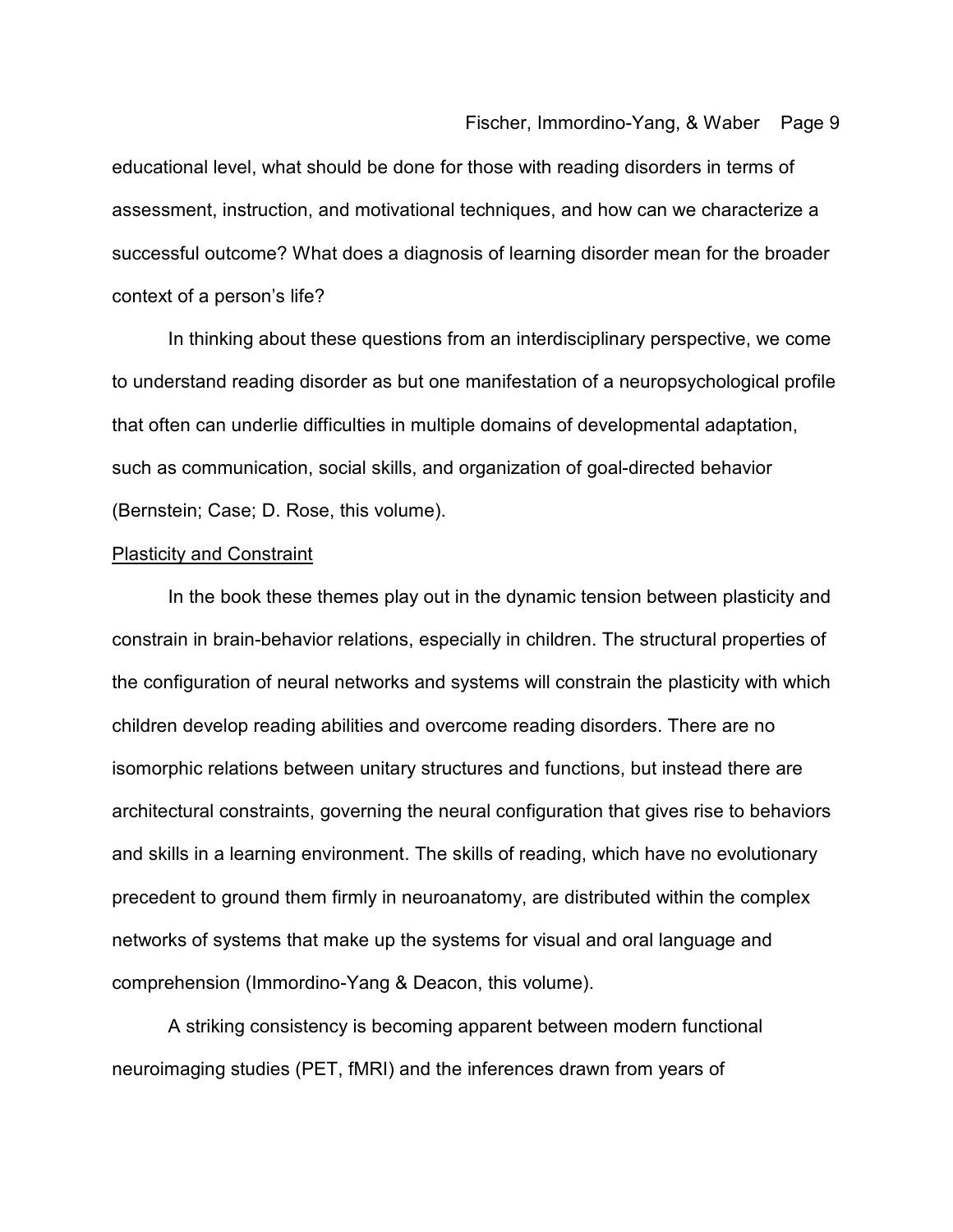educational level, what should be done for those with reading disorders in terms of assessment, instruction, and motivational techniques, and how can we characterize a successful outcome? What does a diagnosis of learning disorder mean for the broader context of a person's life?

In thinking about these questions from an interdisciplinary perspective, we come to understand reading disorder as but one manifestation of a neuropsychological profile that often can underlie difficulties in multiple domains of developmental adaptation, such as communication, social skills, and organization of goal-directed behavior (Bernstein; Case; D. Rose, this volume).

<u>Plasticity and Constraint</u>

In the book these themes play out in the dynamic tension between plasticity and constrain in brain-behavior relations, especially in children. The structural properties of the configuration of neural networks and systems will constrain the plasticity with which children develop reading abilities and overcome reading disorders. There are no isomorphic relations between unitary structures and functions, but instead there are architectural constraints, governing the neural configuration that gives rise to behaviors and skills in a learning environment. The skills of reading, which have no evolutionary precedent to ground them firmly in neuroanatomy, are distributed within the complex networks of systems that make up the systems for visual and oral language and comprehension (Immordino-Yang & Deacon, this volume).

A striking consistency is becoming apparent between modern functional neuroimaging studies (PET, fMRI) and the inferences drawn from years of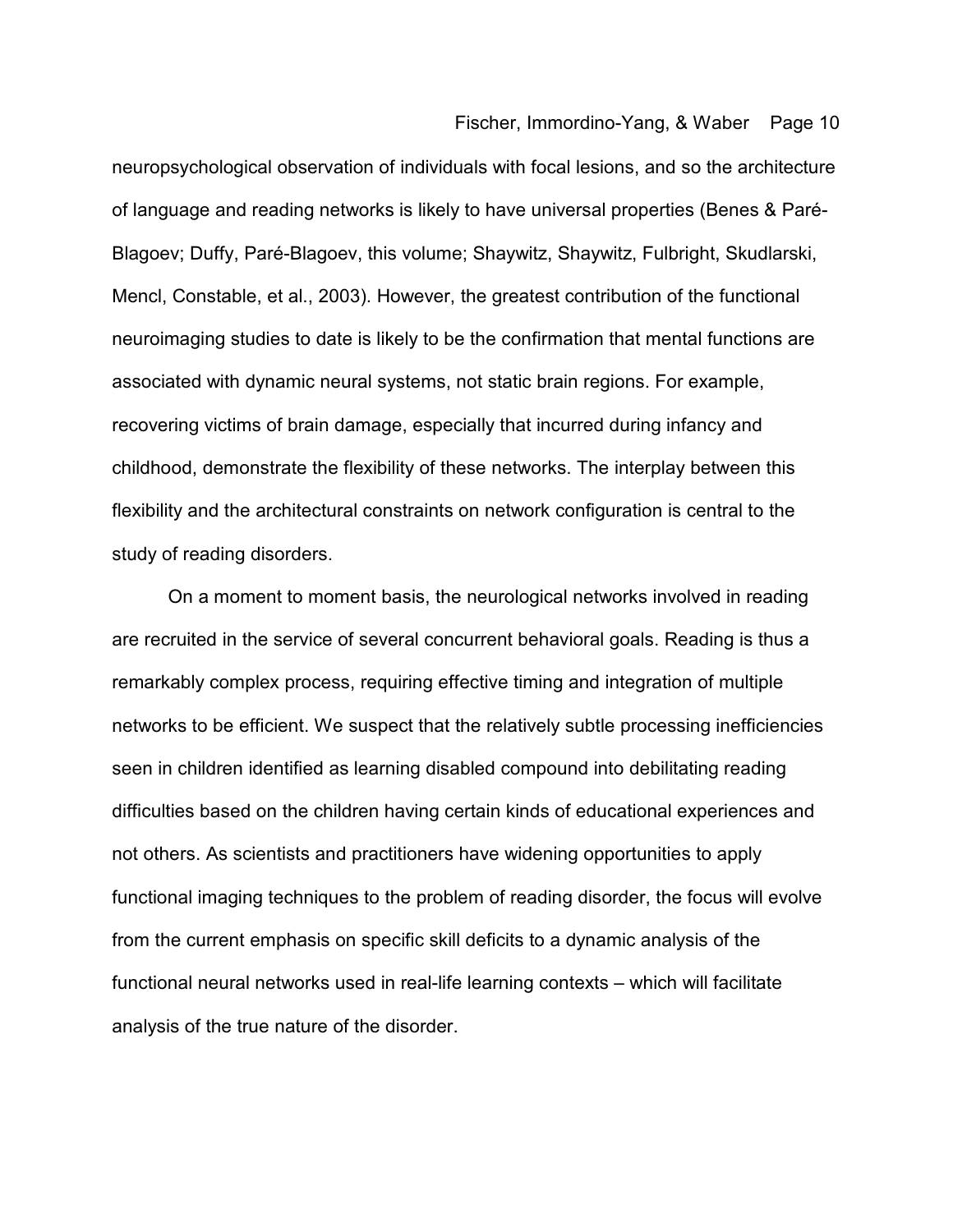neuropsychological observation of individuals with focal lesions, and so the architecture of language and reading networks is likely to have universal properties (Benes & Paré-Blagoev; Duffy, Paré-Blagoev, this volume; Shaywitz, Shaywitz, Fulbright, Skudlarski, Mencl, Constable, et al., 2003). However, the greatest contribution of the functional neuroimaging studies to date is likely to be the confirmation that mental functions are associated with dynamic neural systems, not static brain regions. For example, recovering victims of brain damage, especially that incurred during infancy and childhood, demonstrate the flexibility of these networks. The interplay between this flexibility and the architectural constraints on network configuration is central to the study of reading disorders.

On a moment to moment basis, the neurological networks involved in reading are recruited in the service of several concurrent behavioral goals. Reading is thus a remarkably complex process, requiring effective timing and integration of multiple networks to be efficient. We suspect that the relatively subtle processing inefficiencies seen in children identified as learning disabled compound into debilitating reading difficulties based on the children having certain kinds of educational experiences and not others. As scientists and practitioners have widening opportunities to apply functional imaging techniques to the problem of reading disorder, the focus will evolve from the current emphasis on specific skill deficits to a dynamic analysis of the functional neural networks used in real-life learning contexts – which will facilitate analysis of the true nature of the disorder.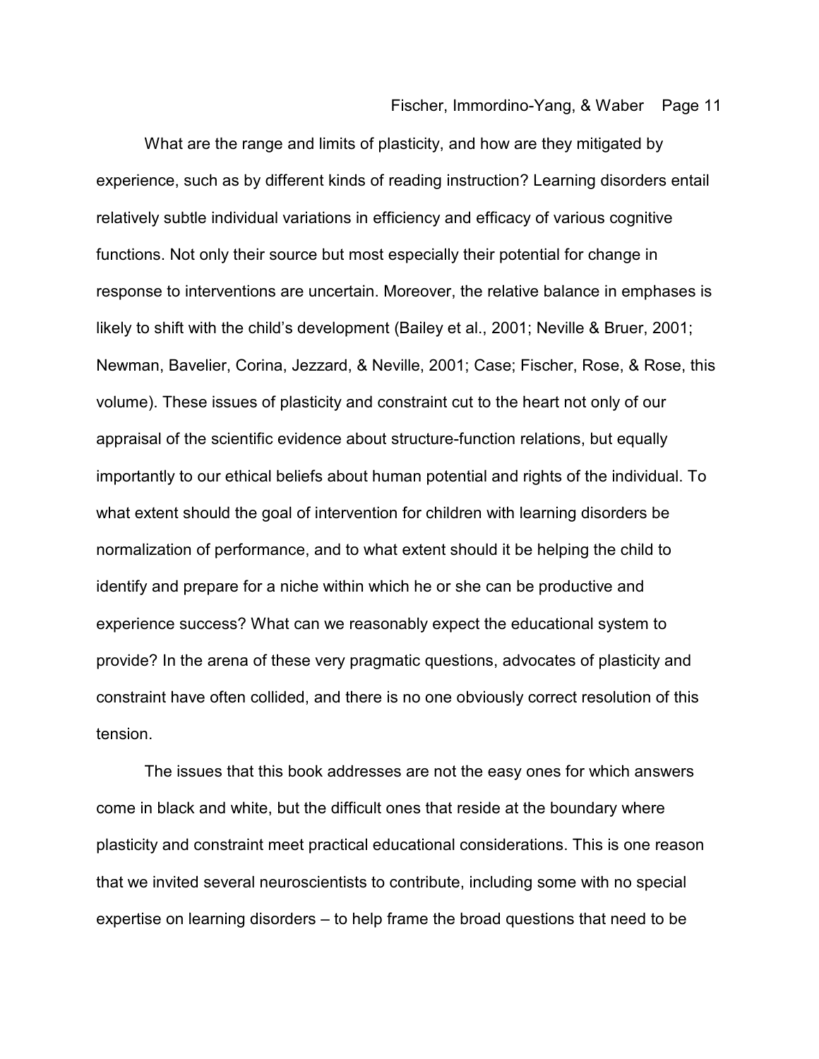What are the range and limits of plasticity, and how are they mitigated by experience, such as by different kinds of reading instruction? Learning disorders entail relatively subtle individual variations in efficiency and efficacy of various cognitive functions. Not only their source but most especially their potential for change in response to interventions are uncertain. Moreover, the relative balance in emphases is likely to shift with the child's development (Bailey et al., 2001; Neville & Bruer, 2001; Newman, Bavelier, Corina, Jezzard, & Neville, 2001; Case; Fischer, Rose, & Rose, this volume). These issues of plasticity and constraint cut to the heart not only of our appraisal of the scientific evidence about structure-function relations, but equally importantly to our ethical beliefs about human potential and rights of the individual. To what extent should the goal of intervention for children with learning disorders be normalization of performance, and to what extent should it be helping the child to identify and prepare for a niche within which he or she can be productive and experience success? What can we reasonably expect the educational system to provide? In the arena of these very pragmatic questions, advocates of plasticity and constraint have often collided, and there is no one obviously correct resolution of this tension.

The issues that this book addresses are not the easy ones for which answers come in black and white, but the difficult ones that reside at the boundary where plasticity and constraint meet practical educational considerations. This is one reason that we invited several neuroscientists to contribute, including some with no special expertise on learning disorders – to help frame the broad questions that need to be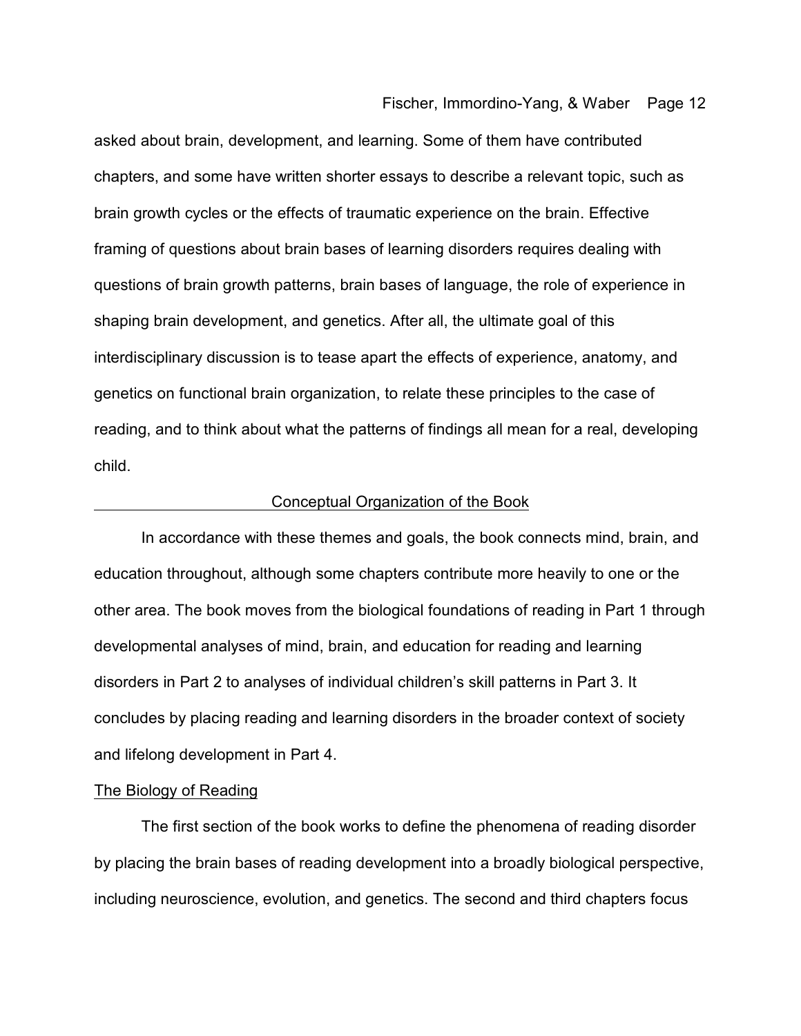asked about brain, development, and learning. Some of them have contributed chapters, and some have written shorter essays to describe a relevant topic, such as brain growth cycles or the effects of traumatic experience on the brain. Effective framing of questions about brain bases of learning disorders requires dealing with questions of brain growth patterns, brain bases of language, the role of experience in shaping brain development, and genetics. After all, the ultimate goal of this interdisciplinary discussion is to tease apart the effects of experience, anatomy, and genetics on functional brain organization, to relate these principles to the case of reading, and to think about what the patterns of findings all mean for a real, developing child.

## Conceptual Organization of the Book

In accordance with these themes and goals, the book connects mind, brain, and education throughout, although some chapters contribute more heavily to one or the other area. The book moves from the biological foundations of reading in Part 1 through developmental analyses of mind, brain, and education for reading and learning disorders in Part 2 to analyses of individual children's skill patterns in Part 3. It concludes by placing reading and learning disorders in the broader context of society and lifelong development in Part 4.

### The Biology of Reading

The first section of the book works to define the phenomena of reading disorder by placing the brain bases of reading development into a broadly biological perspective, including neuroscience, evolution, and genetics. The second and third chapters focus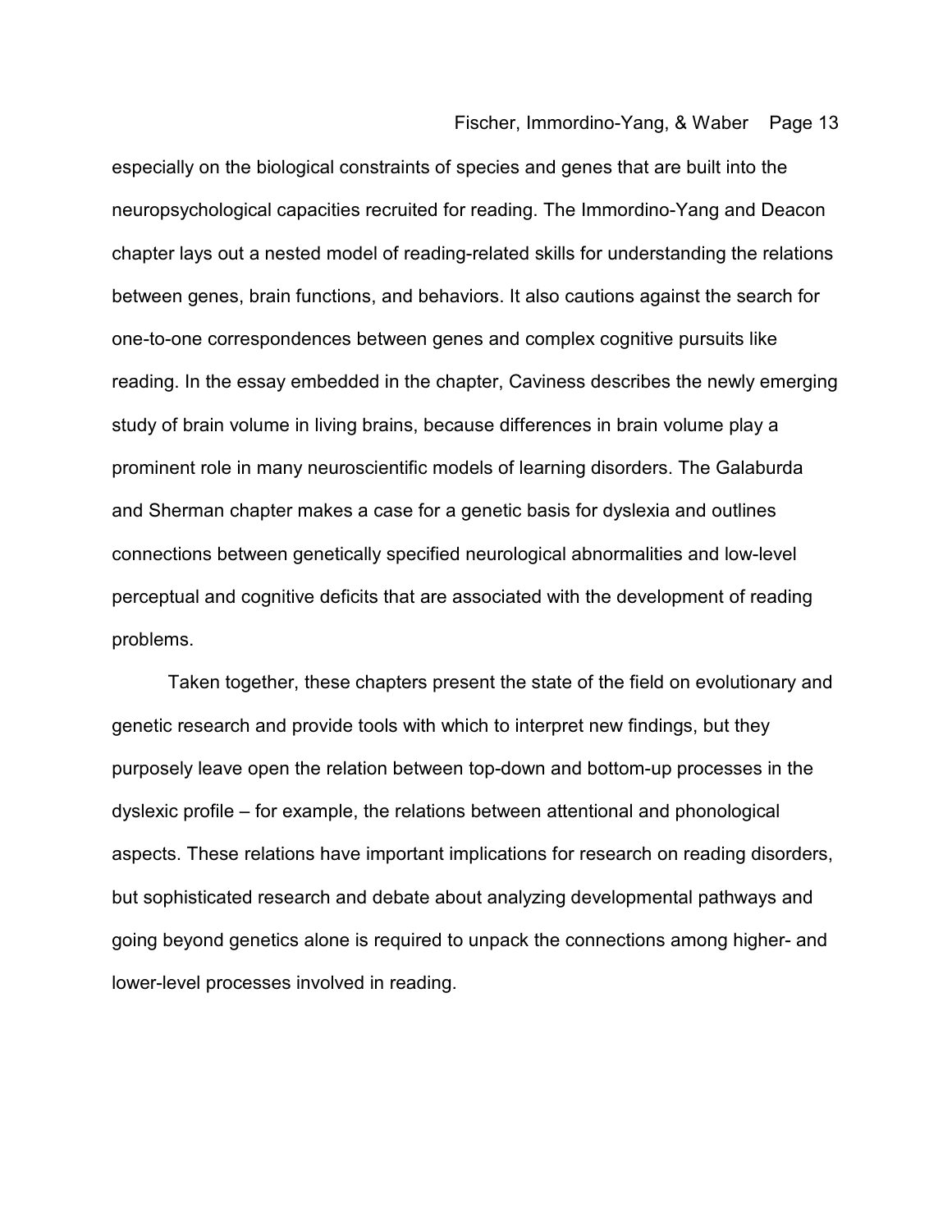especially on the biological constraints of species and genes that are built into the neuropsychological capacities recruited for reading. The Immordino-Yang and Deacon chapter lays out a nested model of reading-related skills for understanding the relations between genes, brain functions, and behaviors. It also cautions against the search for one-to-one correspondences between genes and complex cognitive pursuits like reading. In the essay embedded in the chapter, Caviness describes the newly emerging study of brain volume in living brains, because differences in brain volume play a prominent role in many neuroscientific models of learning disorders. The Galaburda and Sherman chapter makes a case for a genetic basis for dyslexia and outlines connections between genetically specified neurological abnormalities and low-level perceptual and cognitive deficits that are associated with the development of reading problems.

Taken together, these chapters present the state of the field on evolutionary and genetic research and provide tools with which to interpret new findings, but they purposely leave open the relation between top-down and bottom-up processes in the dyslexic profile – for example, the relations between attentional and phonological aspects. These relations have important implications for research on reading disorders, but sophisticated research and debate about analyzing developmental pathways and going beyond genetics alone is required to unpack the connections among higher- and lower-level processes involved in reading.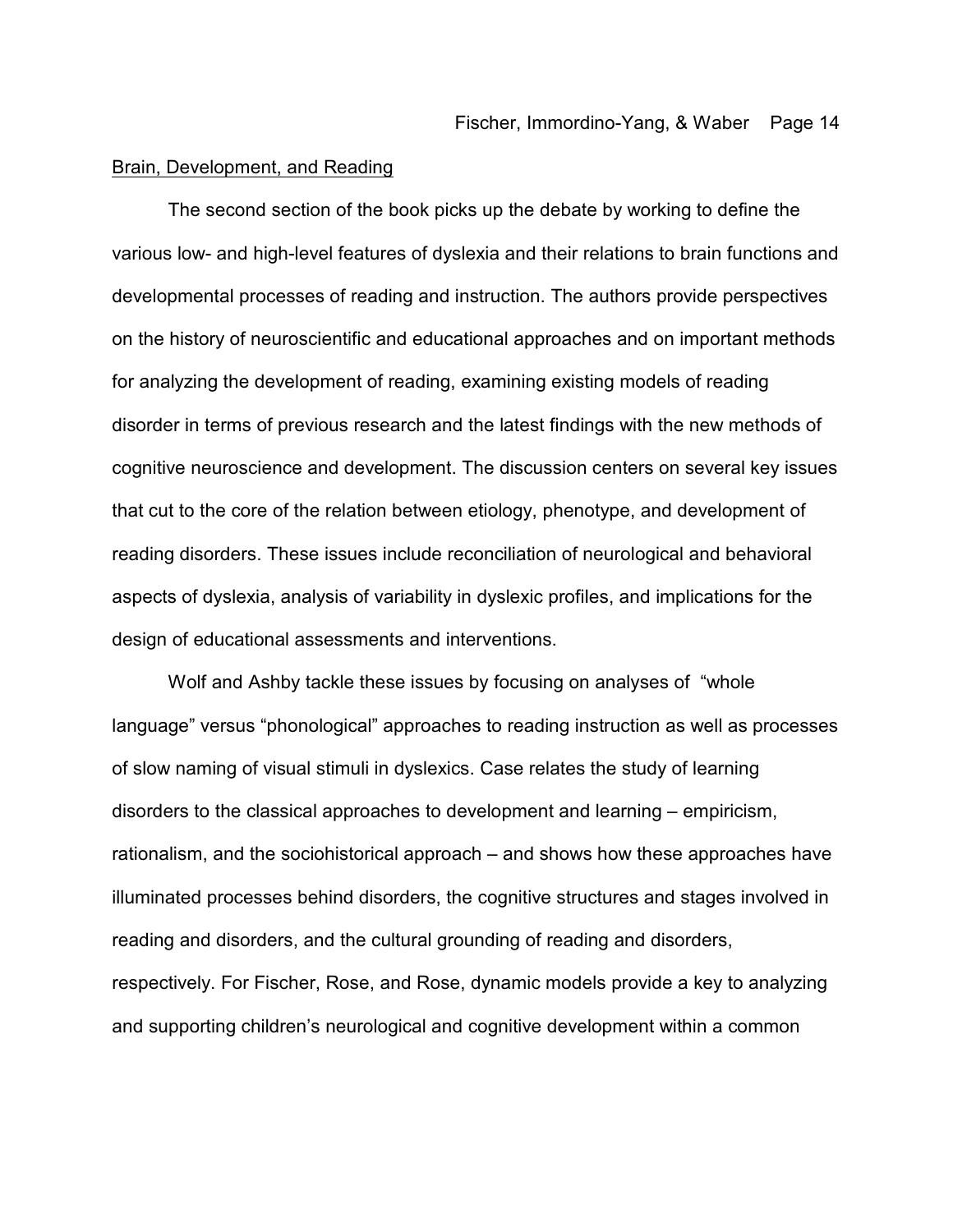<u>Brain, Development, and Reading</u>

The second section of the book picks up the debate by working to define the various low- and high-level features of dyslexia and their relations to brain functions and developmental processes of reading and instruction. The authors provide perspectives on the history of neuroscientific and educational approaches and on important methods for analyzing the development of reading, examining existing models of reading disorder in terms of previous research and the latest findings with the new methods of cognitive neuroscience and development. The discussion centers on several key issues that cut to the core of the relation between etiology, phenotype, and development of reading disorders. These issues include reconciliation of neurological and behavioral aspects of dyslexia, analysis of variability in dyslexic profiles, and implications for the design of educational assessments and interventions.

Wolf and Ashby tackle these issues by focusing on analyses of "whole language" versus "phonological" approaches to reading instruction as well as processes of slow naming of visual stimuli in dyslexics. Case relates the study of learning disorders to the classical approaches to development and learning – empiricism, rationalism, and the sociohistorical approach – and shows how these approaches have illuminated processes behind disorders, the cognitive structures and stages involved in reading and disorders, and the cultural grounding of reading and disorders, respectively. For Fischer, Rose, and Rose, dynamic models provide a key to analyzing and supporting children's neurological and cognitive development within a common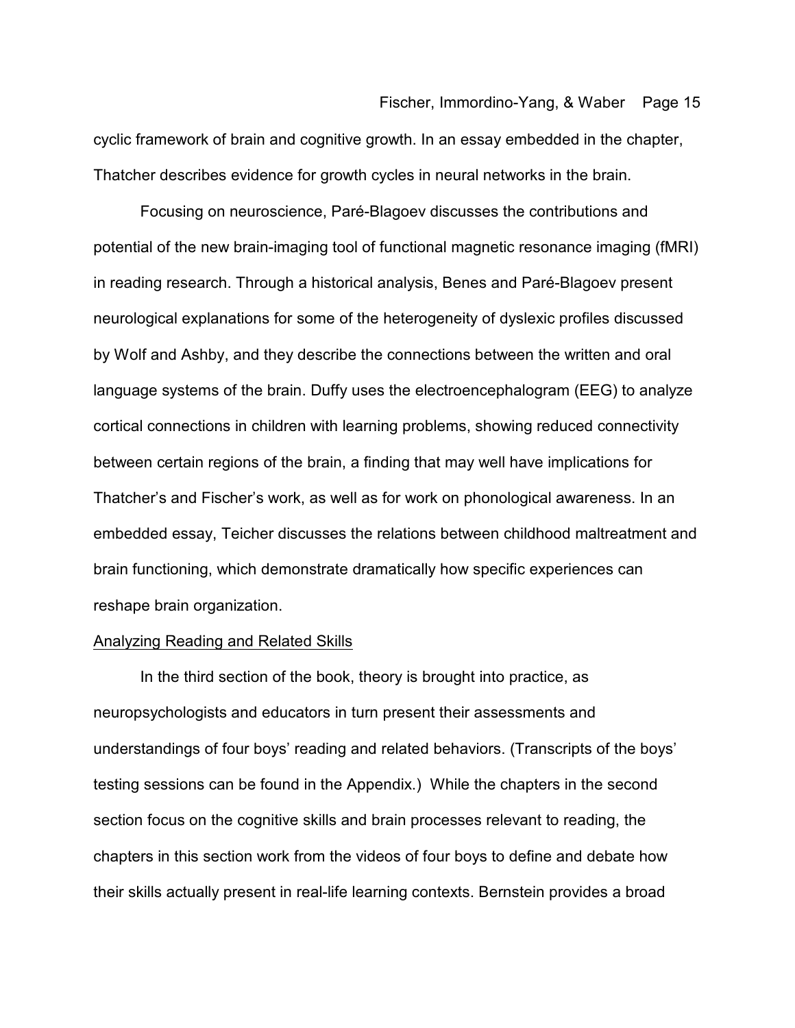cyclic framework of brain and cognitive growth. In an essay embedded in the chapter, Thatcher describes evidence for growth cycles in neural networks in the brain.

Focusing on neuroscience, Paré-Blagoev discusses the contributions and potential of the new brain-imaging tool of functional magnetic resonance imaging (fMRI) in reading research. Through a historical analysis, Benes and Paré-Blagoev present neurological explanations for some of the heterogeneity of dyslexic profiles discussed by Wolf and Ashby, and they describe the connections between the written and oral language systems of the brain. Duffy uses the electroencephalogram (EEG) to analyze cortical connections in children with learning problems, showing reduced connectivity between certain regions of the brain, a finding that may well have implications for Thatcher's and Fischer's work, as well as for work on phonological awareness. In an embedded essay, Teicher discusses the relations between childhood maltreatment and brain functioning, which demonstrate dramatically how specific experiences can reshape brain organization.

## Analyzing Reading and Related Skills

In the third section of the book, theory is brought into practice, as neuropsychologists and educators in turn present their assessments and understandings of four boys' reading and related behaviors. (Transcripts of the boys' testing sessions can be found in the Appendix.) While the chapters in the second section focus on the cognitive skills and brain processes relevant to reading, the chapters in this section work from the videos of four boys to define and debate how their skills actually present in real-life learning contexts. Bernstein provides a broad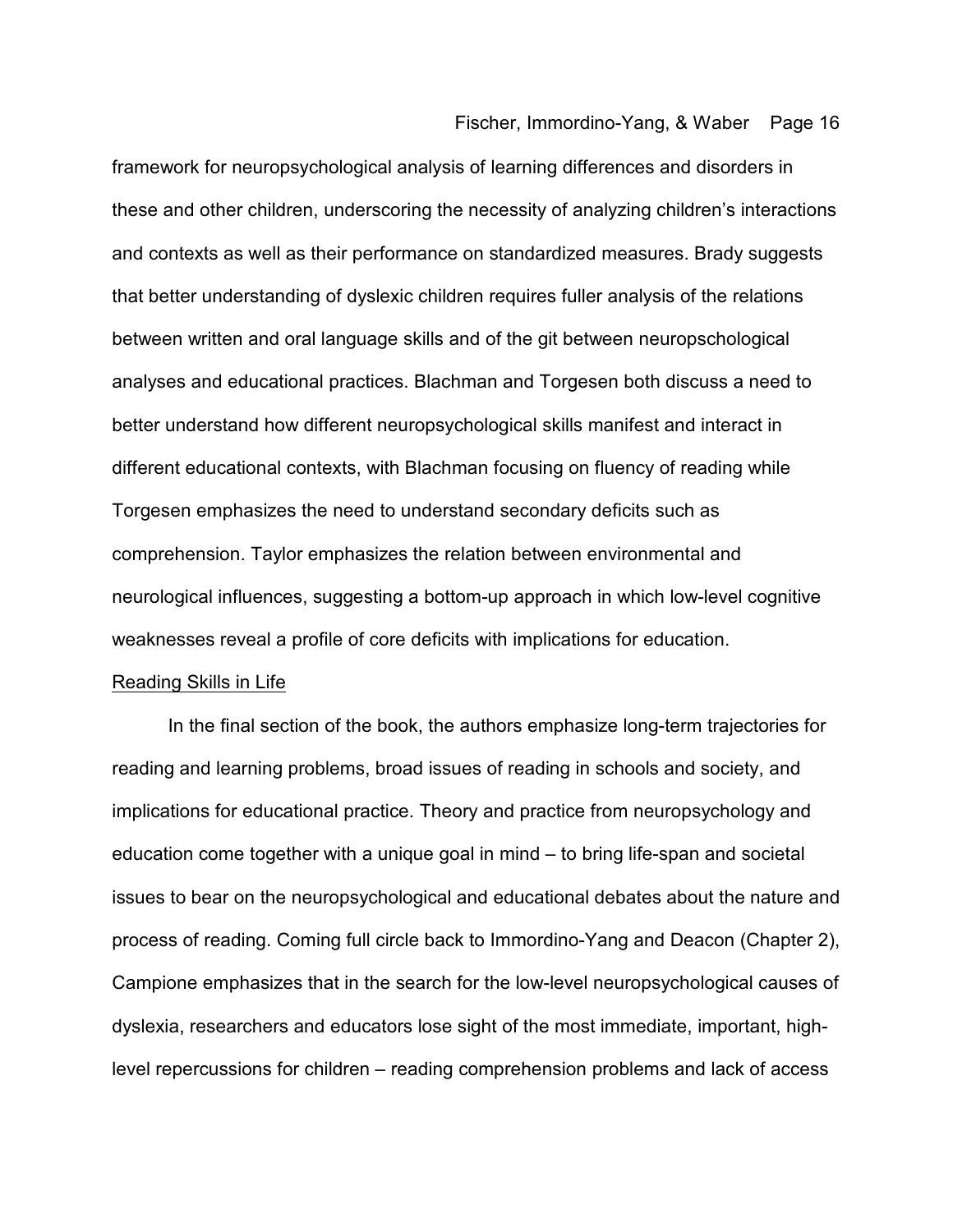framework for neuropsychological analysis of learning differences and disorders in these and other children, underscoring the necessity of analyzing children's interactions and contexts as well as their performance on standardized measures. Brady suggests that better understanding of dyslexic children requires fuller analysis of the relations between written and oral language skills and of the git between neuropschological analyses and educational practices. Blachman and Torgesen both discuss a need to better understand how different neuropsychological skills manifest and interact in different educational contexts, with Blachman focusing on fluency of reading while Torgesen emphasizes the need to understand secondary deficits such as comprehension. Taylor emphasizes the relation between environmental and neurological influences, suggesting a bottom-up approach in which low-level cognitive weaknesses reveal a profile of core deficits with implications for education.

Reading Skills in Life

In the final section of the book, the authors emphasize long-term trajectories for reading and learning problems, broad issues of reading in schools and society, and implications for educational practice. Theory and practice from neuropsychology and education come together with a unique goal in mind – to bring life-span and societal issues to bear on the neuropsychological and educational debates about the nature and process of reading. Coming full circle back to Immordino-Yang and Deacon (Chapter 2), Campione emphasizes that in the search for the low-level neuropsychological causes of dyslexia, researchers and educators lose sight of the most immediate, important, high-level repercussions for children – reading comprehension problems and lack of access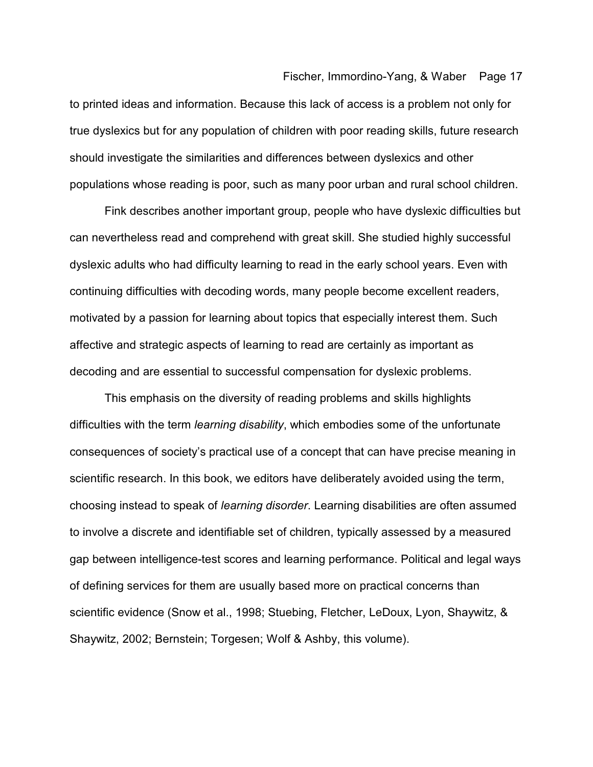to printed ideas and information. Because this lack of access is a problem not only for true dyslexics but for any population of children with poor reading skills, future research should investigate the similarities and differences between dyslexics and other populations whose reading is poor, such as many poor urban and rural school children.

Fink describes another important group, people who have dyslexic difficulties but can nevertheless read and comprehend with great skill. She studied highly successful dyslexic adults who had difficulty learning to read in the early school years. Even with continuing difficulties with decoding words, many people become excellent readers, motivated by a passion for learning about topics that especially interest them. Such affective and strategic aspects of learning to read are certainly as important as decoding and are essential to successful compensation for dyslexic problems.

This emphasis on the diversity of reading problems and skills highlights difficulties with the term *learning disability*, which embodies some of the unfortunate consequences of society's practical use of a concept that can have precise meaning in scientific research. In this book, we editors have deliberately avoided using the term, choosing instead to speak of *learning disorder*. Learning disabilities are often assumed to involve a discrete and identifiable set of children, typically assessed by a measured gap between intelligence-test scores and learning performance. Political and legal ways of defining services for them are usually based more on practical concerns than scientific evidence (Snow et al., 1998; Stuebing, Fletcher, LeDoux, Lyon, Shaywitz, & Shaywitz, 2002; Bernstein; Torgesen; Wolf & Ashby, this volume).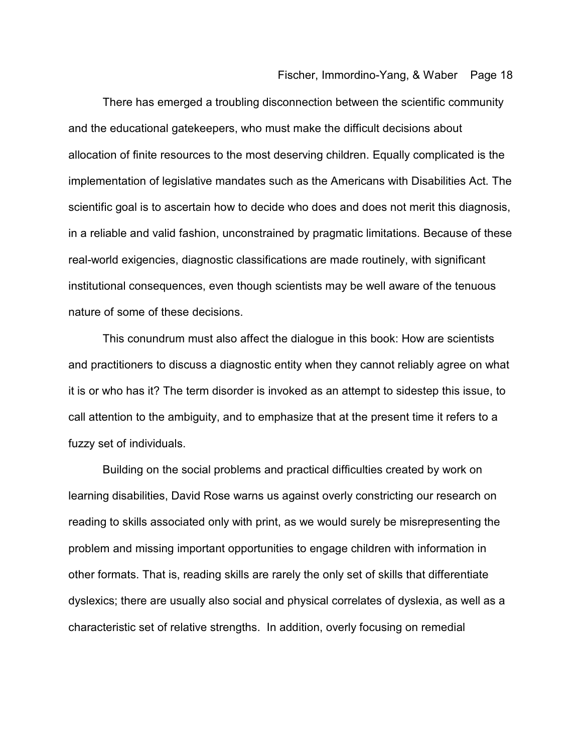There has emerged a troubling disconnection between the scientific community and the educational gatekeepers, who must make the difficult decisions about allocation of finite resources to the most deserving children. Equally complicated is the implementation of legislative mandates such as the Americans with Disabilities Act. The scientific goal is to ascertain how to decide who does and does not merit this diagnosis, in a reliable and valid fashion, unconstrained by pragmatic limitations. Because of these real-world exigencies, diagnostic classifications are made routinely, with significant institutional consequences, even though scientists may be well aware of the tenuous nature of some of these decisions.

This conundrum must also affect the dialogue in this book: How are scientists and practitioners to discuss a diagnostic entity when they cannot reliably agree on what it is or who has it? The term disorder is invoked as an attempt to sidestep this issue, to call attention to the ambiguity, and to emphasize that at the present time it refers to a fuzzy set of individuals.

Building on the social problems and practical difficulties created by work on learning disabilities, David Rose warns us against overly constricting our research on reading to skills associated only with print, as we would surely be misrepresenting the problem and missing important opportunities to engage children with information in other formats. That is, reading skills are rarely the only set of skills that differentiate dyslexics; there are usually also social and physical correlates of dyslexia, as well as a characteristic set of relative strengths. In addition, overly focusing on remedial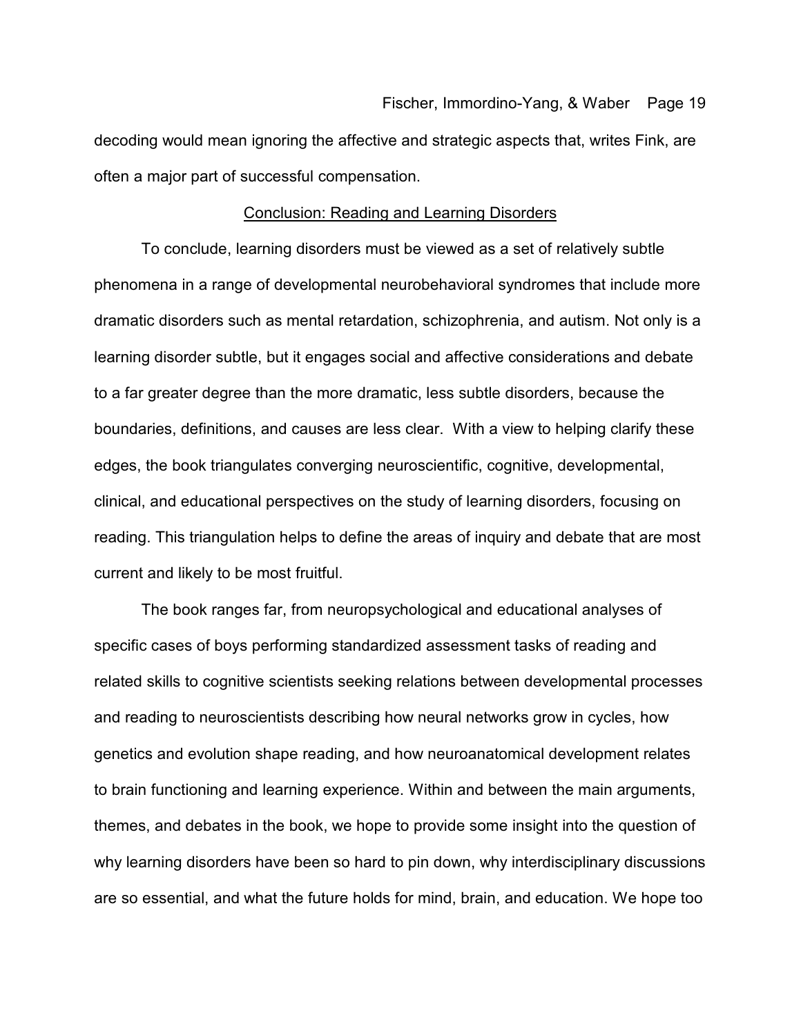decoding would mean ignoring the affective and strategic aspects that, writes Fink, are often a major part of successful compensation.

## Conclusion: Reading and Learning Disorders

To conclude, learning disorders must be viewed as a set of relatively subtle phenomena in a range of developmental neurobehavioral syndromes that include more dramatic disorders such as mental retardation, schizophrenia, and autism. Not only is a learning disorder subtle, but it engages social and affective considerations and debate to a far greater degree than the more dramatic, less subtle disorders, because the boundaries, definitions, and causes are less clear. With a view to helping clarify these edges, the book triangulates converging neuroscientific, cognitive, developmental, clinical, and educational perspectives on the study of learning disorders, focusing on reading. This triangulation helps to define the areas of inquiry and debate that are most current and likely to be most fruitful.

The book ranges far, from neuropsychological and educational analyses of specific cases of boys performing standardized assessment tasks of reading and related skills to cognitive scientists seeking relations between developmental processes and reading to neuroscientists describing how neural networks grow in cycles, how genetics and evolution shape reading, and how neuroanatomical development relates to brain functioning and learning experience. Within and between the main arguments, themes, and debates in the book, we hope to provide some insight into the question of why learning disorders have been so hard to pin down, why interdisciplinary discussions are so essential, and what the future holds for mind, brain, and education. We hope too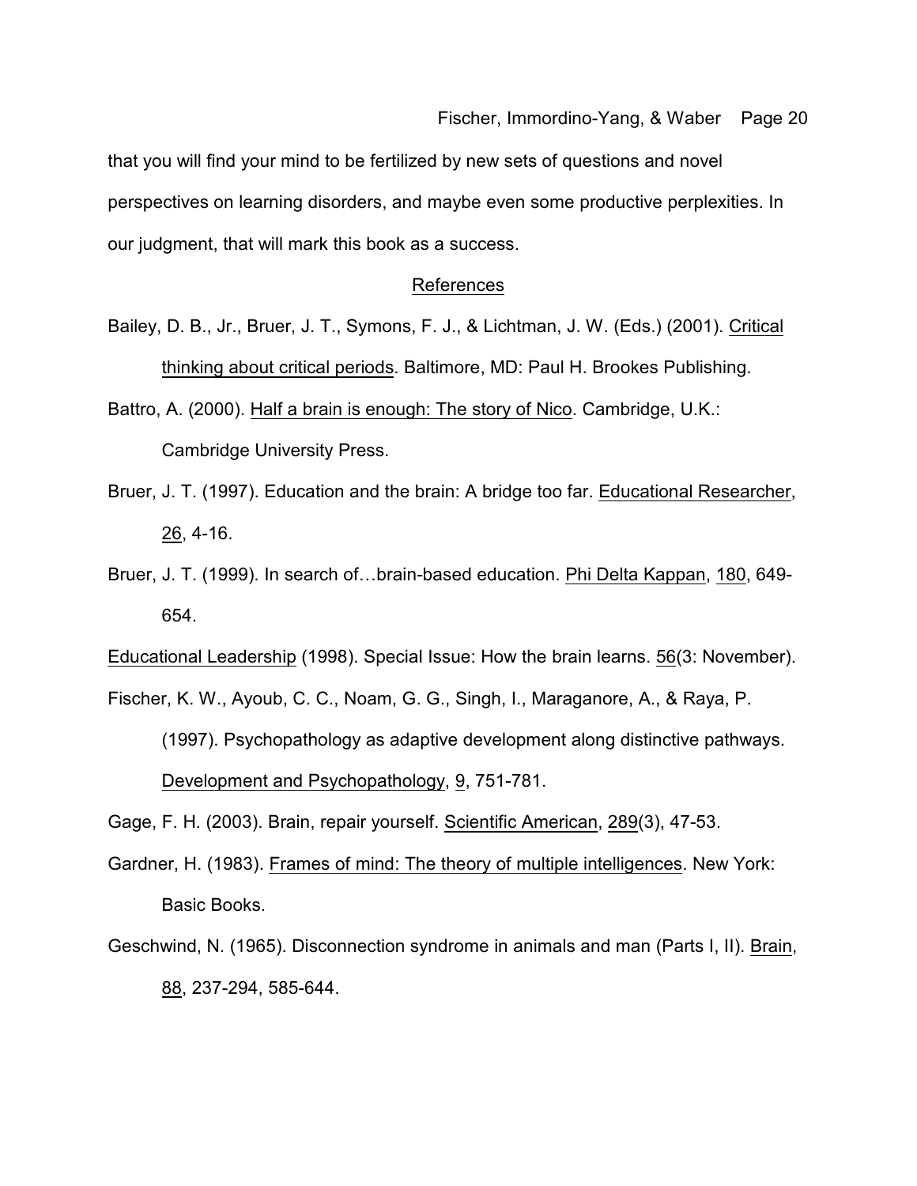that you will find your mind to be fertilized by new sets of questions and novel perspectives on learning disorders, and maybe even some productive perplexities. In our judgment, that will mark this book as a success.

## References

Bailey, D. B., Jr., Bruer, J. T., Symons, F. J., & Lichtman, J. W. (Eds.) (2001). Critical thinking about critical periods. Baltimore, MD: Paul H. Brookes Publishing.

Battro, A. (2000). Half a brain is enough: The story of Nico. Cambridge, U.K.: Cambridge University Press.

Bruer, J. T. (1997). Education and the brain: A bridge too far. Educational Researcher, 26, 4-16.

Bruer, J. T. (1999). In search of…brain-based education. Phi Delta Kappan, 180, 649-654.

Educational Leadership (1998). Special Issue: How the brain learns. 56(3: November).

Fischer, K. W., Ayoub, C. C., Noam, G. G., Singh, I., Maraganore, A., & Raya, P. (1997). Psychopathology as adaptive development along distinctive pathways. Development and Psychopathology, 9, 751-781.

Gage, F. H. (2003). Brain, repair yourself. Scientific American, 289(3), 47-53.

Gardner, H. (1983). Frames of mind: The theory of multiple intelligences. New York: Basic Books.

Geschwind, N. (1965). Disconnection syndrome in animals and man (Parts I, II). Brain, 88, 237-294, 585-644.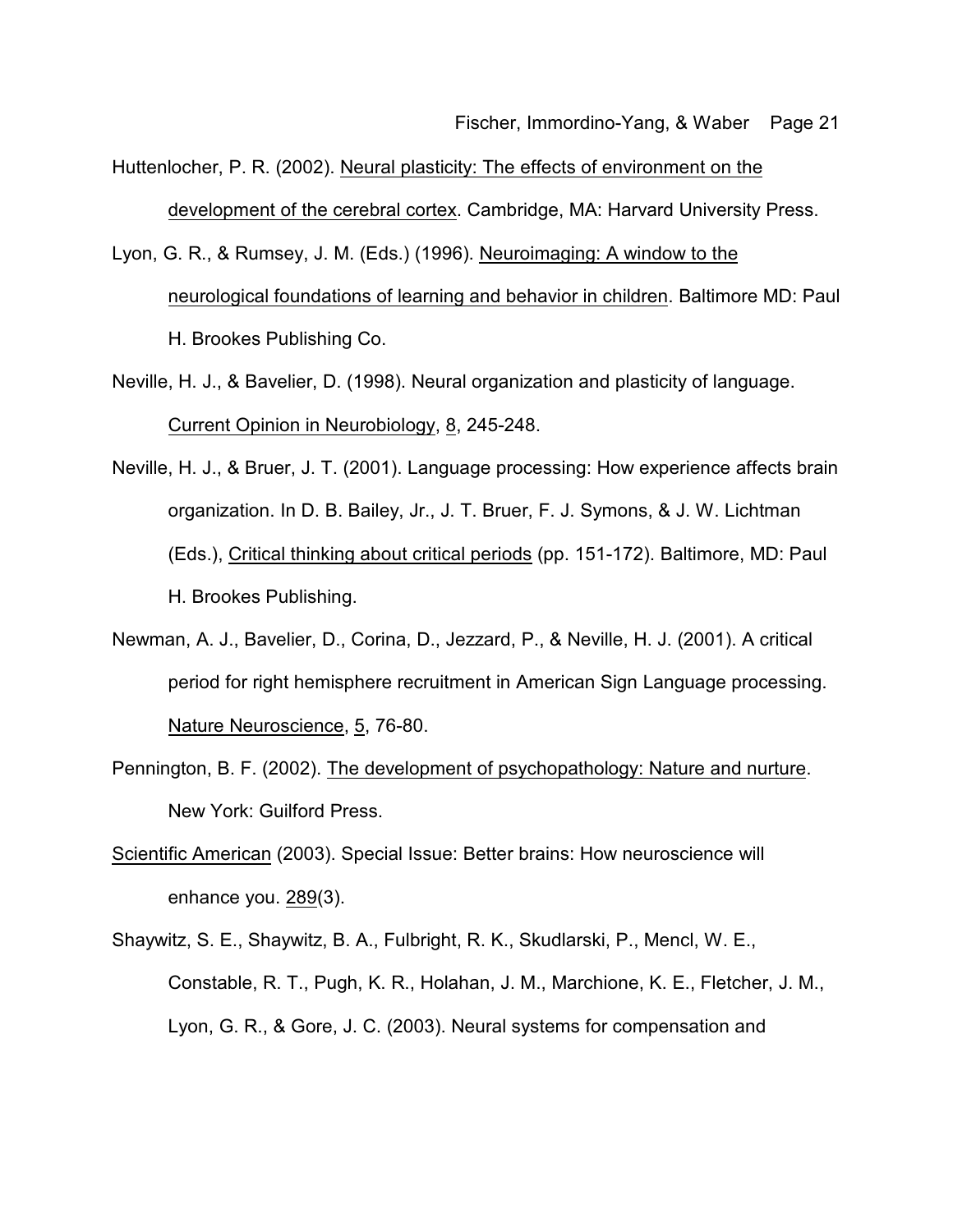Huttenlocher, P. R. (2002). Neural plasticity: The effects of environment on the development of the cerebral cortex. Cambridge, MA: Harvard University Press.

Lyon, G. R., & Rumsey, J. M. (Eds.) (1996). Neuroimaging: A window to the neurological foundations of learning and behavior in children. Baltimore MD: Paul H. Brookes Publishing Co.

Neville, H. J., & Bavelier, D. (1998). Neural organization and plasticity of language. Current Opinion in Neurobiology, 8, 245-248.

Neville, H. J., & Bruer, J. T. (2001). Language processing: How experience affects brain organization. In D. B. Bailey, Jr., J. T. Bruer, F. J. Symons, & J. W. Lichtman (Eds.), Critical thinking about critical periods (pp. 151-172). Baltimore, MD: Paul H. Brookes Publishing.

Newman, A. J., Bavelier, D., Corina, D., Jezzard, P., & Neville, H. J. (2001). A critical period for right hemisphere recruitment in American Sign Language processing. Nature Neuroscience, 5, 76-80.

Pennington, B. F. (2002). The development of psychopathology: Nature and nurture. New York: Guilford Press.

Scientific American (2003). Special Issue: Better brains: How neuroscience will enhance you. 289(3).

Shaywitz, S. E., Shaywitz, B. A., Fulbright, R. K., Skudlarski, P., Mencl, W. E., Constable, R. T., Pugh, K. R., Holahan, J. M., Marchione, K. E., Fletcher, J. M., Lyon, G. R., & Gore, J. C. (2003). Neural systems for compensation and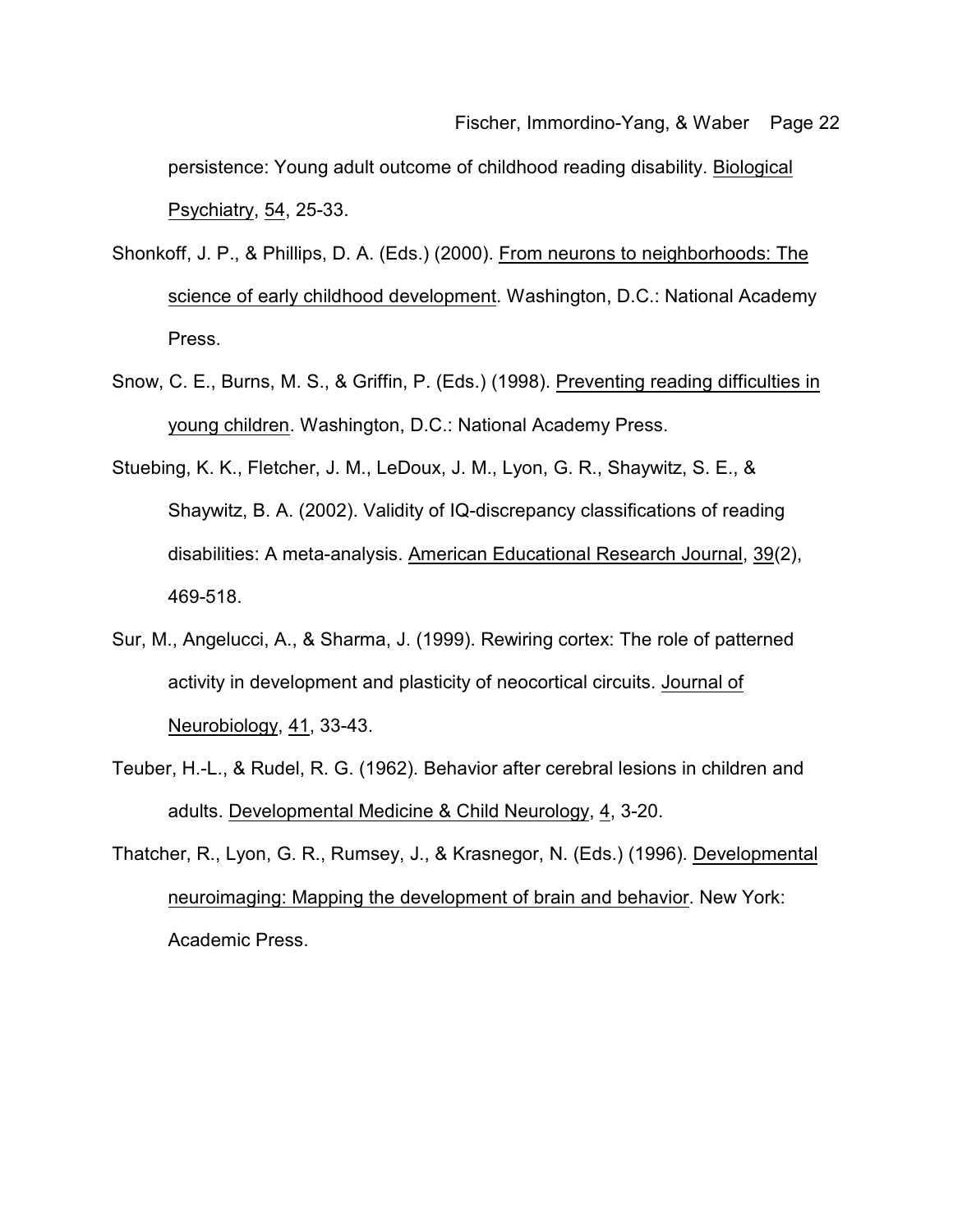persistence: Young adult outcome of childhood reading disability. Biological Psychiatry, 54, 25-33.

Shonkoff, J. P., & Phillips, D. A. (Eds.) (2000). From neurons to neighborhoods: The science of early childhood development. Washington, D.C.: National Academy Press.

Snow, C. E., Burns, M. S., & Griffin, P. (Eds.) (1998). Preventing reading difficulties in young children. Washington, D.C.: National Academy Press.

Stuebing, K. K., Fletcher, J. M., LeDoux, J. M., Lyon, G. R., Shaywitz, S. E., & Shaywitz, B. A. (2002). Validity of IQ-discrepancy classifications of reading disabilities: A meta-analysis. American Educational Research Journal, 39(2), 469-518.

Sur, M., Angelucci, A., & Sharma, J. (1999). Rewiring cortex: The role of patterned activity in development and plasticity of neocortical circuits. Journal of Neurobiology, 41, 33-43.

Teuber, H.-L., & Rudel, R. G. (1962). Behavior after cerebral lesions in children and adults. Developmental Medicine & Child Neurology, 4, 3-20.

Thatcher, R., Lyon, G. R., Rumsey, J., & Krasnegor, N. (Eds.) (1996). Developmental neuroimaging: Mapping the development of brain and behavior. New York: Academic Press.